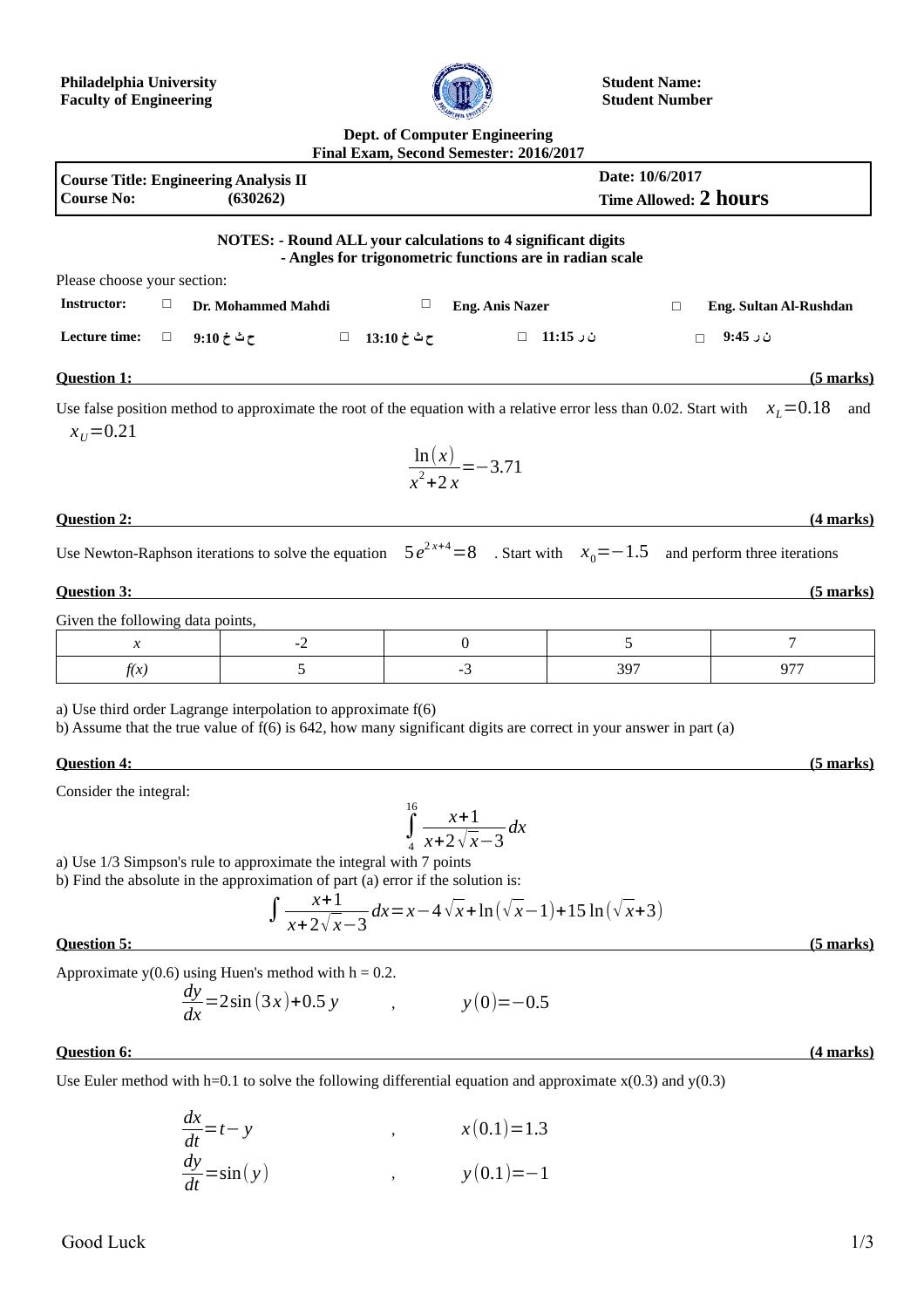**Philadelphia University**
**Faculty of Engineering**

**Student Name:**
**Student Number**

**Dept. of Computer Engineering**
**Final Exam, Second Semester: 2016/2017**

| **Course Title: Engineering Analysis II** | **Date: 10/6/2017** |
|---|---|
| **Course No: (630262)** | **Time Allowed: 2 hours** |

**NOTES: - Round ALL your calculations to 4 significant digits**
**- Angles for trigonometric functions are in radian scale**

Please choose your section:

| **Instructor:** | □ **Dr. Mohammed Mahdi** | □ **Eng. Anis Nazer** | □ **Eng. Sultan Al-Rushdan** |
|---|---|---|---|
| **Lecture time:** | □ **ح ث خ 9:10** □ **ح ث خ 13:10** | □ **ن ر 11:15** | □ **ن ر 9:45** |

**Question 1:** **(5 marks)**

Use false position method to approximate the root of the equation with a relative error less than 0.02. Start with $x_L = 0.18$ and $x_U = 0.21$

$$\frac{\ln(x)}{x^2 + 2x} = -3.71$$

**Question 2:** **(4 marks)**

Use Newton-Raphson iterations to solve the equation $5e^{2x+4} = 8$. Start with $x_0 = -1.5$ and perform three iterations

**Question 3:** **(5 marks)**

Given the following data points,

| $x$ | -2 | 0 | 5 | 7 |
|---|---|---|---|---|
| $f(x)$ | 5 | -3 | 397 | 977 |

a) Use third order Lagrange interpolation to approximate f(6)
b) Assume that the true value of f(6) is 642, how many significant digits are correct in your answer in part (a)

**Question 4:** **(5 marks)**

Consider the integral:

$$\int_4^{16} \frac{x+1}{x+2\sqrt{x}-3}\,dx$$

a) Use 1/3 Simpson's rule to approximate the integral with 7 points
b) Find the absolute in the approximation of part (a) error if the solution is:

$$\int \frac{x+1}{x+2\sqrt{x}-3}\,dx = x - 4\sqrt{x} + \ln(\sqrt{x}-1) + 15\ln(\sqrt{x}+3)$$

**Question 5:** **(5 marks)**

Approximate y(0.6) using Huen's method with h = 0.2.

$$\frac{dy}{dx} = 2\sin(3x) + 0.5y \quad , \quad y(0) = -0.5$$

**Question 6:** **(4 marks)**

Use Euler method with h=0.1 to solve the following differential equation and approximate x(0.3) and y(0.3)

$$\frac{dx}{dt} = t - y \quad , \quad x(0.1) = 1.3$$

$$\frac{dy}{dt} = \sin(y) \quad , \quad y(0.1) = -1$$

Good Luck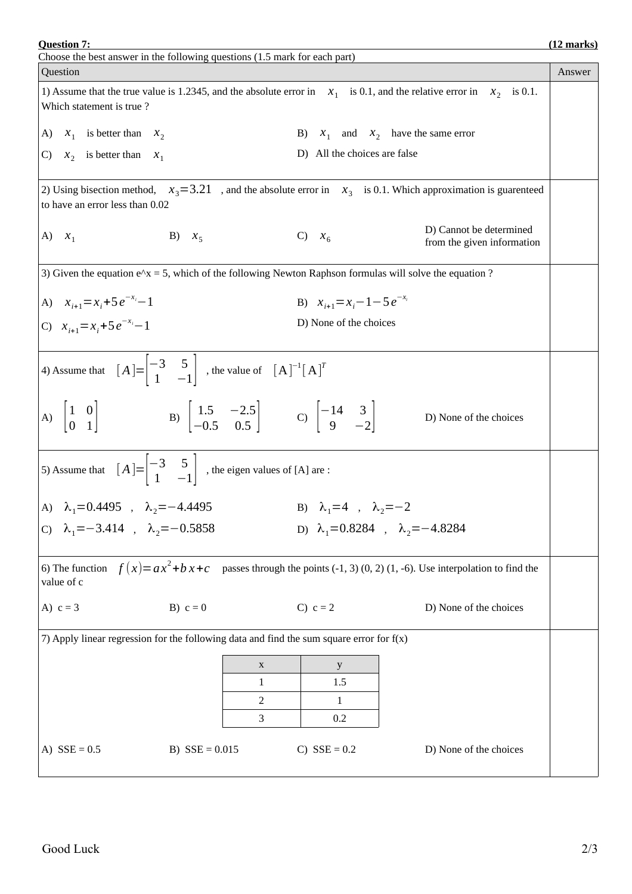**Question 7:** **(12 marks)**

Choose the best answer in the following questions (1.5 mark for each part)

| Question | Answer |
|---|---|
| 1) Assume that the true value is 1.2345, and the absolute error in $x_1$ is 0.1, and the relative error in $x_2$ is 0.1. Which statement is true ?<br><br>A) $x_1$ is better than $x_2$ &nbsp;&nbsp;&nbsp; B) $x_1$ and $x_2$ have the same error<br>C) $x_2$ is better than $x_1$ &nbsp;&nbsp;&nbsp; D) All the choices are false | |
| 2) Using bisection method, $x_3 = 3.21$ , and the absolute error in $x_3$ is 0.1. Which approximation is guarenteed to have an error less than 0.02<br><br>A) $x_1$ &nbsp;&nbsp;&nbsp; B) $x_5$ &nbsp;&nbsp;&nbsp; C) $x_6$ &nbsp;&nbsp;&nbsp; D) Cannot be determined from the given information | |
| 3) Given the equation e^x = 5, which of the following Newton Raphson formulas will solve the equation ?<br><br>A) $x_{i+1} = x_i + 5e^{-x_i} - 1$ &nbsp;&nbsp;&nbsp; B) $x_{i+1} = x_i - 1 - 5e^{-x_i}$<br>C) $x_{i+1} = x_i + 5e^{-x_i} - 1$ &nbsp;&nbsp;&nbsp; D) None of the choices | |
| 4) Assume that $[A] = \begin{bmatrix} -3 & 5 \\ 1 & -1 \end{bmatrix}$ , the value of $[\mathrm{A}]^{-1}[\mathrm{A}]^T$<br><br>A) $\begin{bmatrix} 1 & 0 \\ 0 & 1 \end{bmatrix}$ &nbsp;&nbsp;&nbsp; B) $\begin{bmatrix} 1.5 & -2.5 \\ -0.5 & 0.5 \end{bmatrix}$ &nbsp;&nbsp;&nbsp; C) $\begin{bmatrix} -14 & 3 \\ 9 & -2 \end{bmatrix}$ &nbsp;&nbsp;&nbsp; D) None of the choices | |
| 5) Assume that $[A] = \begin{bmatrix} -3 & 5 \\ 1 & -1 \end{bmatrix}$ , the eigen values of [A] are :<br><br>A) $\lambda_1 = 0.4495$ , $\lambda_2 = -4.4495$ &nbsp;&nbsp;&nbsp; B) $\lambda_1 = 4$ , $\lambda_2 = -2$<br>C) $\lambda_1 = -3.414$ , $\lambda_2 = -0.5858$ &nbsp;&nbsp;&nbsp; D) $\lambda_1 = 0.8284$ , $\lambda_2 = -4.8284$ | |
| 6) The function $f(x) = ax^2 + bx + c$ passes through the points (-1, 3) (0, 2) (1, -6). Use interpolation to find the value of c<br><br>A) c = 3 &nbsp;&nbsp;&nbsp; B) c = 0 &nbsp;&nbsp;&nbsp; C) c = 2 &nbsp;&nbsp;&nbsp; D) None of the choices | |
| 7) Apply linear regression for the following data and find the sum square error for f(x)<br><br>x = 1, 2, 3 ; y = 1.5, 1, 0.2<br><br>A) SSE = 0.5 &nbsp;&nbsp;&nbsp; B) SSE = 0.015 &nbsp;&nbsp;&nbsp; C) SSE = 0.2 &nbsp;&nbsp;&nbsp; D) None of the choices | |

Data for part 7:

| x | y |
|---|---|
| 1 | 1.5 |
| 2 | 1 |
| 3 | 0.2 |

Good Luck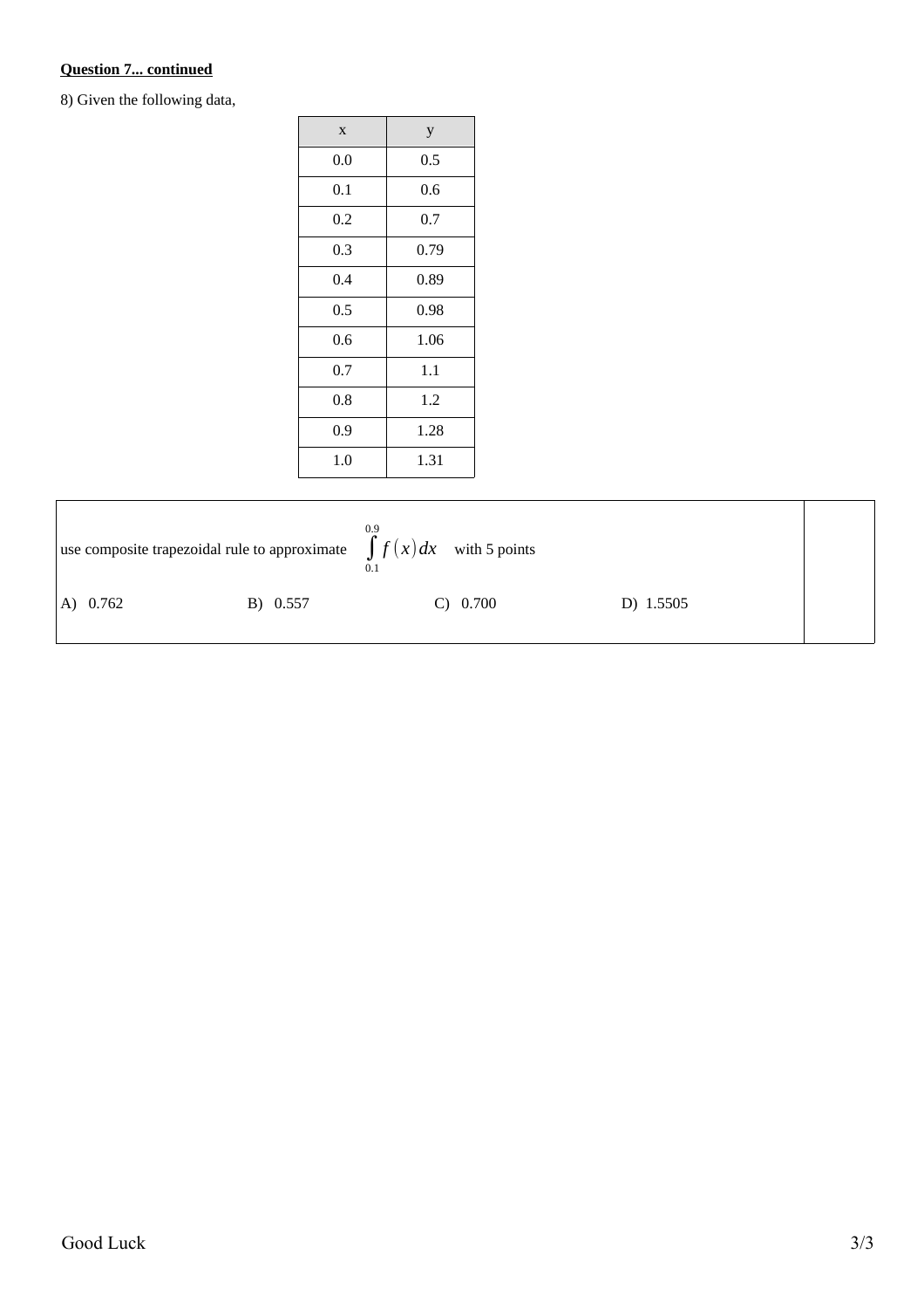**Question 7... continued**

8) Given the following data,

| x | y |
|---|---|
| 0.0 | 0.5 |
| 0.1 | 0.6 |
| 0.2 | 0.7 |
| 0.3 | 0.79 |
| 0.4 | 0.89 |
| 0.5 | 0.98 |
| 0.6 | 1.06 |
| 0.7 | 1.1 |
| 0.8 | 1.2 |
| 0.9 | 1.28 |
| 1.0 | 1.31 |

use composite trapezoidal rule to approximate $\int_{0.1}^{0.9} f(x)\,dx$ with 5 points

A) 0.762 B) 0.557 C) 0.700 D) 1.5505

Good Luck